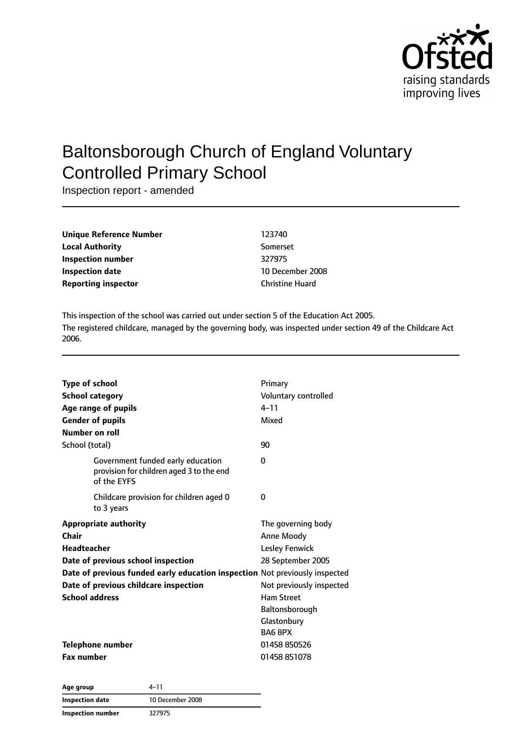# Baltonsborough Church of England Voluntary Controlled Primary School

Inspection report - amended

| | |
|---|---|
| **Unique Reference Number** | 123740 |
| **Local Authority** | Somerset |
| **Inspection number** | 327975 |
| **Inspection date** | 10 December 2008 |
| **Reporting inspector** | Christine Huard |

This inspection of the school was carried out under section 5 of the Education Act 2005.
The registered childcare, managed by the governing body, was inspected under section 49 of the Childcare Act 2006.

| | |
|---|---|
| **Type of school** | Primary |
| **School category** | Voluntary controlled |
| **Age range of pupils** | 4–11 |
| **Gender of pupils** | Mixed |
| **Number on roll** | |
| School (total) | 90 |
| Government funded early education provision for children aged 3 to the end of the EYFS | 0 |
| Childcare provision for children aged 0 to 3 years | 0 |
| **Appropriate authority** | The governing body |
| **Chair** | Anne Moody |
| **Headteacher** | Lesley Fenwick |
| **Date of previous school inspection** | 28 September 2005 |
| **Date of previous funded early education inspection** | Not previously inspected |
| **Date of previous childcare inspection** | Not previously inspected |
| **School address** | Ham Street<br>Baltonsborough<br>Glastonbury<br>BA6 8PX |
| **Telephone number** | 01458 850526 |
| **Fax number** | 01458 851078 |

| | |
|---|---|
| **Age group** | 4–11 |
| **Inspection date** | 10 December 2008 |
| **Inspection number** | 327975 |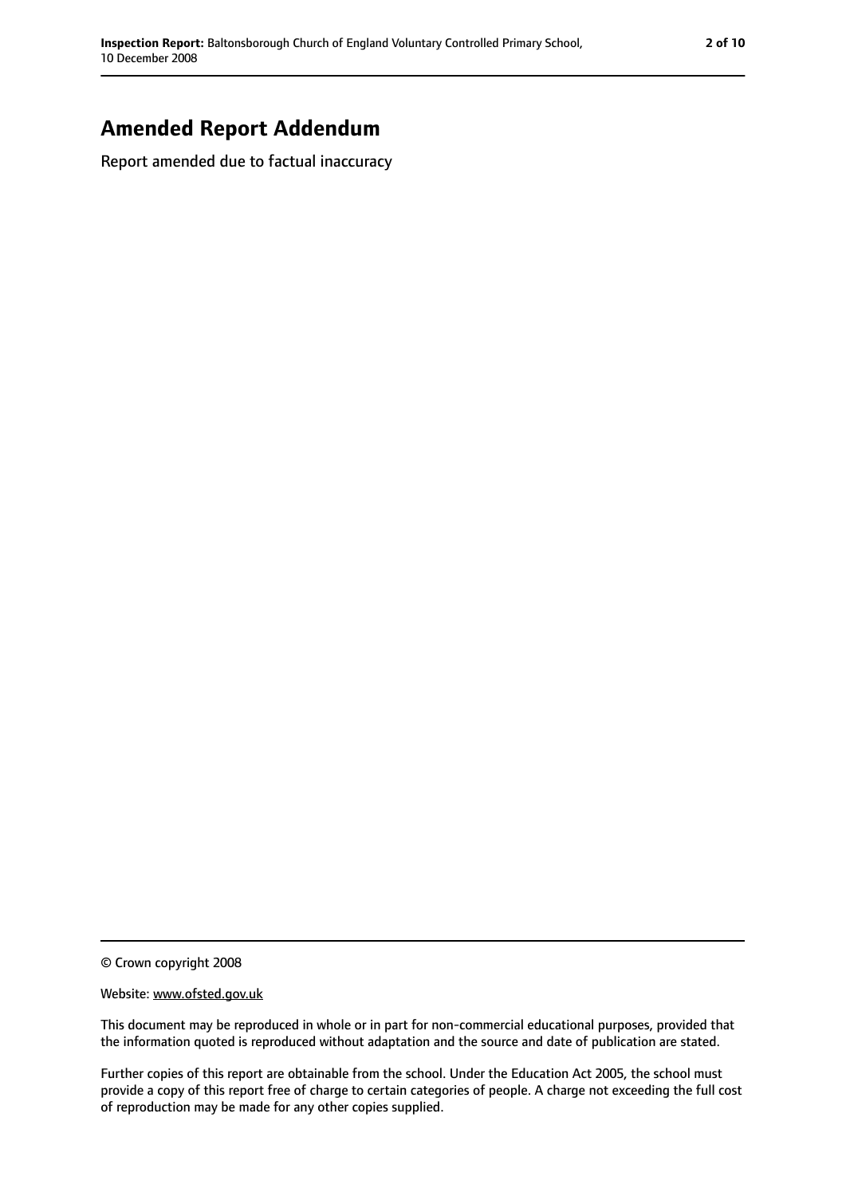# Amended Report Addendum

Report amended due to factual inaccuracy

© Crown copyright 2008

Website: www.ofsted.gov.uk

This document may be reproduced in whole or in part for non-commercial educational purposes, provided that the information quoted is reproduced without adaptation and the source and date of publication are stated.

Further copies of this report are obtainable from the school. Under the Education Act 2005, the school must provide a copy of this report free of charge to certain categories of people. A charge not exceeding the full cost of reproduction may be made for any other copies supplied.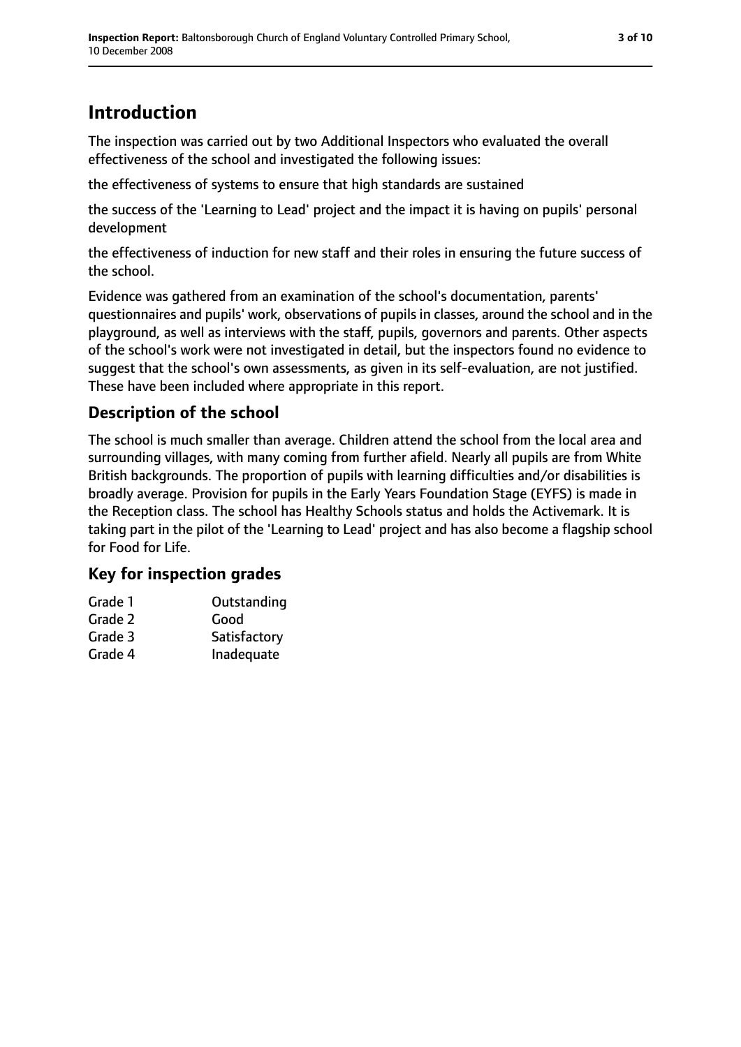# Introduction

The inspection was carried out by two Additional Inspectors who evaluated the overall effectiveness of the school and investigated the following issues:

the effectiveness of systems to ensure that high standards are sustained

the success of the 'Learning to Lead' project and the impact it is having on pupils' personal development

the effectiveness of induction for new staff and their roles in ensuring the future success of the school.

Evidence was gathered from an examination of the school's documentation, parents' questionnaires and pupils' work, observations of pupils in classes, around the school and in the playground, as well as interviews with the staff, pupils, governors and parents. Other aspects of the school's work were not investigated in detail, but the inspectors found no evidence to suggest that the school's own assessments, as given in its self-evaluation, are not justified. These have been included where appropriate in this report.

## Description of the school

The school is much smaller than average. Children attend the school from the local area and surrounding villages, with many coming from further afield. Nearly all pupils are from White British backgrounds. The proportion of pupils with learning difficulties and/or disabilities is broadly average. Provision for pupils in the Early Years Foundation Stage (EYFS) is made in the Reception class. The school has Healthy Schools status and holds the Activemark. It is taking part in the pilot of the 'Learning to Lead' project and has also become a flagship school for Food for Life.

## Key for inspection grades

| | |
|---|---|
| Grade 1 | Outstanding |
| Grade 2 | Good |
| Grade 3 | Satisfactory |
| Grade 4 | Inadequate |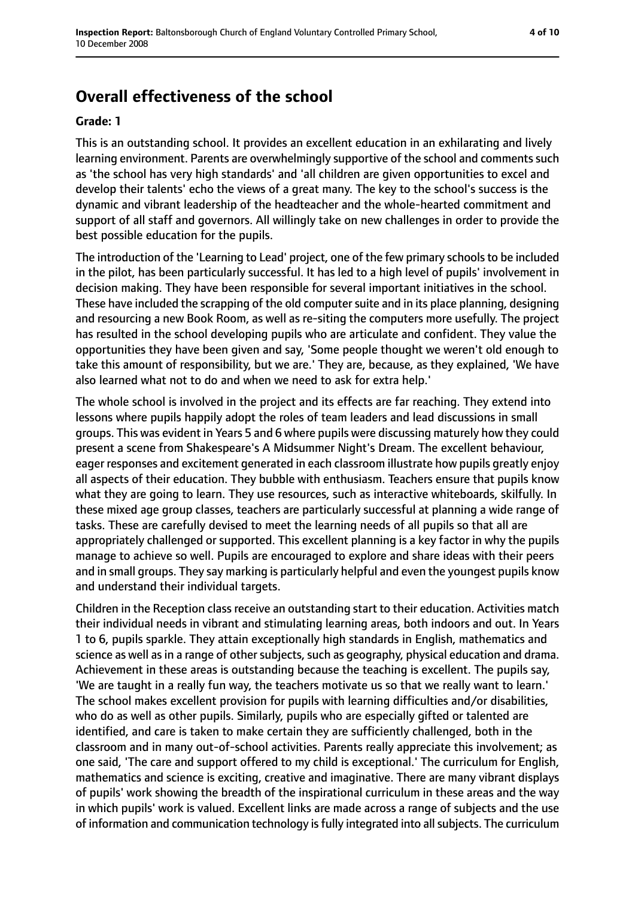## Overall effectiveness of the school

**Grade: 1**

This is an outstanding school. It provides an excellent education in an exhilarating and lively learning environment. Parents are overwhelmingly supportive of the school and comments such as 'the school has very high standards' and 'all children are given opportunities to excel and develop their talents' echo the views of a great many. The key to the school's success is the dynamic and vibrant leadership of the headteacher and the whole-hearted commitment and support of all staff and governors. All willingly take on new challenges in order to provide the best possible education for the pupils.

The introduction of the 'Learning to Lead' project, one of the few primary schools to be included in the pilot, has been particularly successful. It has led to a high level of pupils' involvement in decision making. They have been responsible for several important initiatives in the school. These have included the scrapping of the old computer suite and in its place planning, designing and resourcing a new Book Room, as well as re-siting the computers more usefully. The project has resulted in the school developing pupils who are articulate and confident. They value the opportunities they have been given and say, 'Some people thought we weren't old enough to take this amount of responsibility, but we are.' They are, because, as they explained, 'We have also learned what not to do and when we need to ask for extra help.'

The whole school is involved in the project and its effects are far reaching. They extend into lessons where pupils happily adopt the roles of team leaders and lead discussions in small groups. This was evident in Years 5 and 6 where pupils were discussing maturely how they could present a scene from Shakespeare's A Midsummer Night's Dream. The excellent behaviour, eager responses and excitement generated in each classroom illustrate how pupils greatly enjoy all aspects of their education. They bubble with enthusiasm. Teachers ensure that pupils know what they are going to learn. They use resources, such as interactive whiteboards, skilfully. In these mixed age group classes, teachers are particularly successful at planning a wide range of tasks. These are carefully devised to meet the learning needs of all pupils so that all are appropriately challenged or supported. This excellent planning is a key factor in why the pupils manage to achieve so well. Pupils are encouraged to explore and share ideas with their peers and in small groups. They say marking is particularly helpful and even the youngest pupils know and understand their individual targets.

Children in the Reception class receive an outstanding start to their education. Activities match their individual needs in vibrant and stimulating learning areas, both indoors and out. In Years 1 to 6, pupils sparkle. They attain exceptionally high standards in English, mathematics and science as well as in a range of other subjects, such as geography, physical education and drama. Achievement in these areas is outstanding because the teaching is excellent. The pupils say, 'We are taught in a really fun way, the teachers motivate us so that we really want to learn.' The school makes excellent provision for pupils with learning difficulties and/or disabilities, who do as well as other pupils. Similarly, pupils who are especially gifted or talented are identified, and care is taken to make certain they are sufficiently challenged, both in the classroom and in many out-of-school activities. Parents really appreciate this involvement; as one said, 'The care and support offered to my child is exceptional.' The curriculum for English, mathematics and science is exciting, creative and imaginative. There are many vibrant displays of pupils' work showing the breadth of the inspirational curriculum in these areas and the way in which pupils' work is valued. Excellent links are made across a range of subjects and the use of information and communication technology is fully integrated into all subjects. The curriculum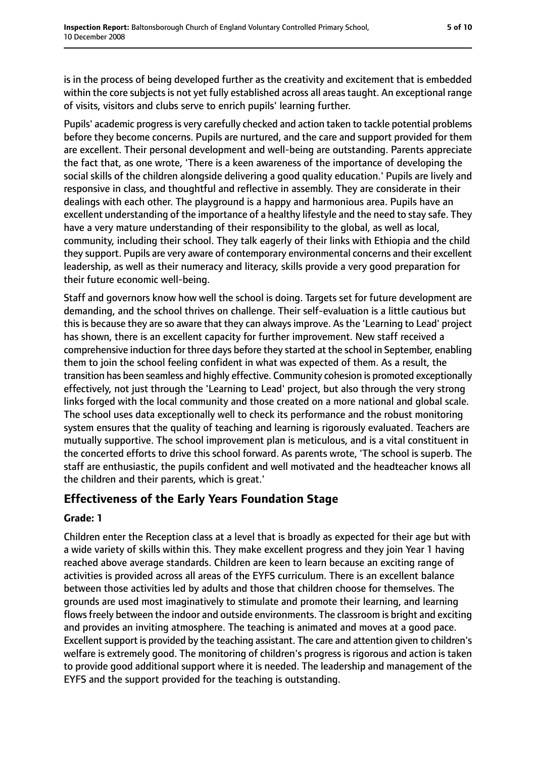is in the process of being developed further as the creativity and excitement that is embedded within the core subjects is not yet fully established across all areas taught. An exceptional range of visits, visitors and clubs serve to enrich pupils' learning further.

Pupils' academic progress is very carefully checked and action taken to tackle potential problems before they become concerns. Pupils are nurtured, and the care and support provided for them are excellent. Their personal development and well-being are outstanding. Parents appreciate the fact that, as one wrote, 'There is a keen awareness of the importance of developing the social skills of the children alongside delivering a good quality education.' Pupils are lively and responsive in class, and thoughtful and reflective in assembly. They are considerate in their dealings with each other. The playground is a happy and harmonious area. Pupils have an excellent understanding of the importance of a healthy lifestyle and the need to stay safe. They have a very mature understanding of their responsibility to the global, as well as local, community, including their school. They talk eagerly of their links with Ethiopia and the child they support. Pupils are very aware of contemporary environmental concerns and their excellent leadership, as well as their numeracy and literacy, skills provide a very good preparation for their future economic well-being.

Staff and governors know how well the school is doing. Targets set for future development are demanding, and the school thrives on challenge. Their self-evaluation is a little cautious but this is because they are so aware that they can always improve. As the 'Learning to Lead' project has shown, there is an excellent capacity for further improvement. New staff received a comprehensive induction for three days before they started at the school in September, enabling them to join the school feeling confident in what was expected of them. As a result, the transition has been seamless and highly effective. Community cohesion is promoted exceptionally effectively, not just through the 'Learning to Lead' project, but also through the very strong links forged with the local community and those created on a more national and global scale. The school uses data exceptionally well to check its performance and the robust monitoring system ensures that the quality of teaching and learning is rigorously evaluated. Teachers are mutually supportive. The school improvement plan is meticulous, and is a vital constituent in the concerted efforts to drive this school forward. As parents wrote, 'The school is superb. The staff are enthusiastic, the pupils confident and well motivated and the headteacher knows all the children and their parents, which is great.'

## Effectiveness of the Early Years Foundation Stage

**Grade: 1**

Children enter the Reception class at a level that is broadly as expected for their age but with a wide variety of skills within this. They make excellent progress and they join Year 1 having reached above average standards. Children are keen to learn because an exciting range of activities is provided across all areas of the EYFS curriculum. There is an excellent balance between those activities led by adults and those that children choose for themselves. The grounds are used most imaginatively to stimulate and promote their learning, and learning flows freely between the indoor and outside environments. The classroom is bright and exciting and provides an inviting atmosphere. The teaching is animated and moves at a good pace. Excellent support is provided by the teaching assistant. The care and attention given to children's welfare is extremely good. The monitoring of children's progress is rigorous and action is taken to provide good additional support where it is needed. The leadership and management of the EYFS and the support provided for the teaching is outstanding.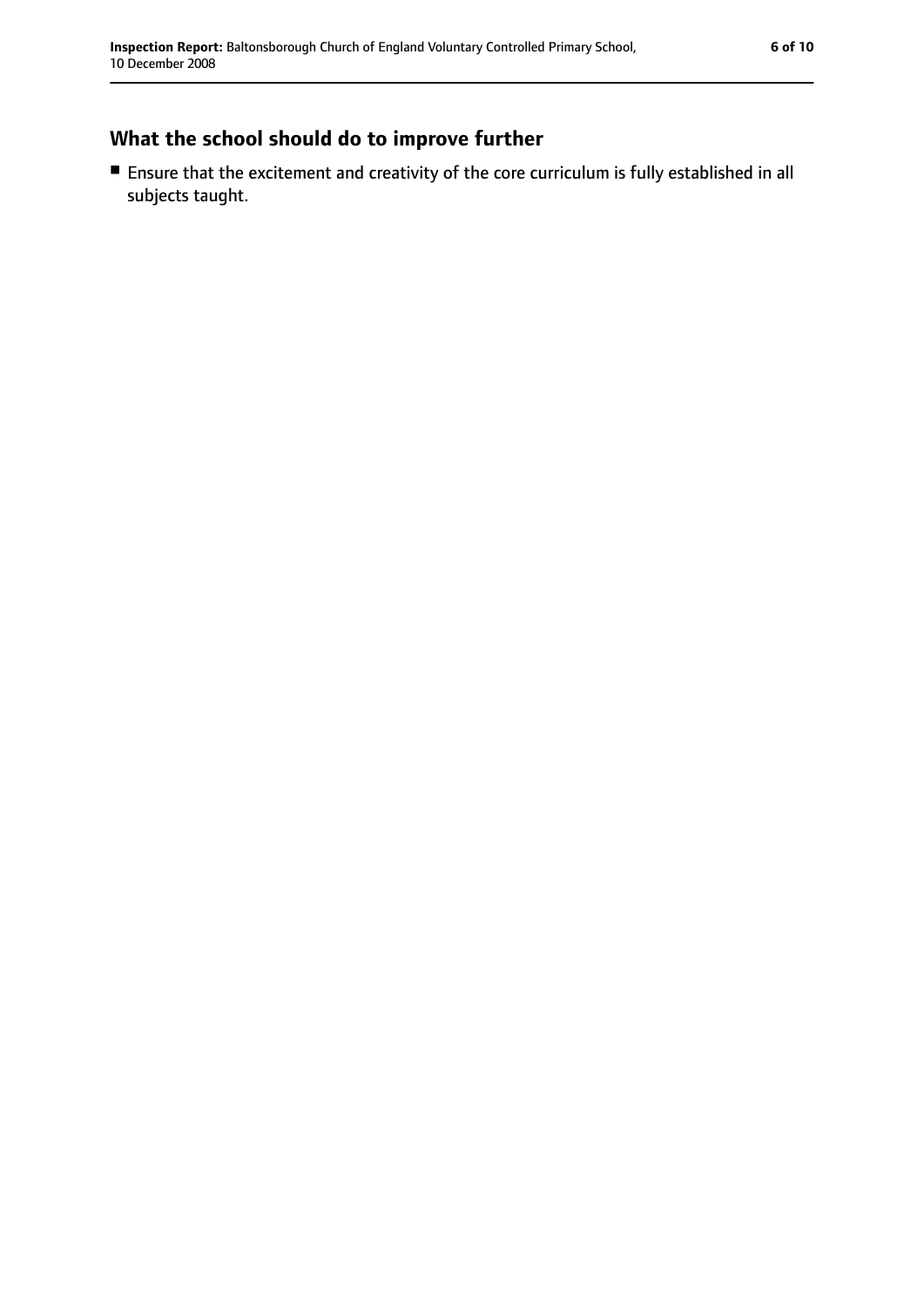## What the school should do to improve further

- Ensure that the excitement and creativity of the core curriculum is fully established in all subjects taught.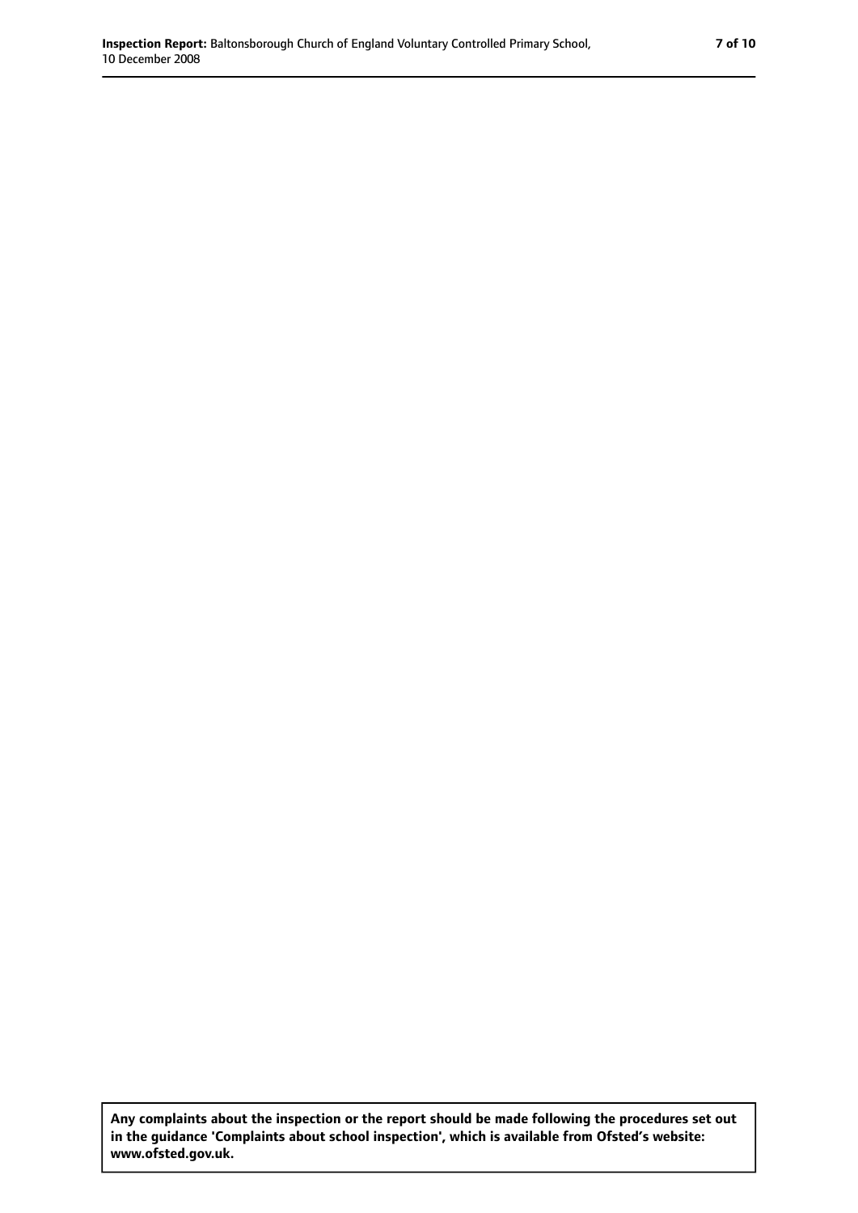**Any complaints about the inspection or the report should be made following the procedures set out in the guidance 'Complaints about school inspection', which is available from Ofsted's website: www.ofsted.gov.uk.**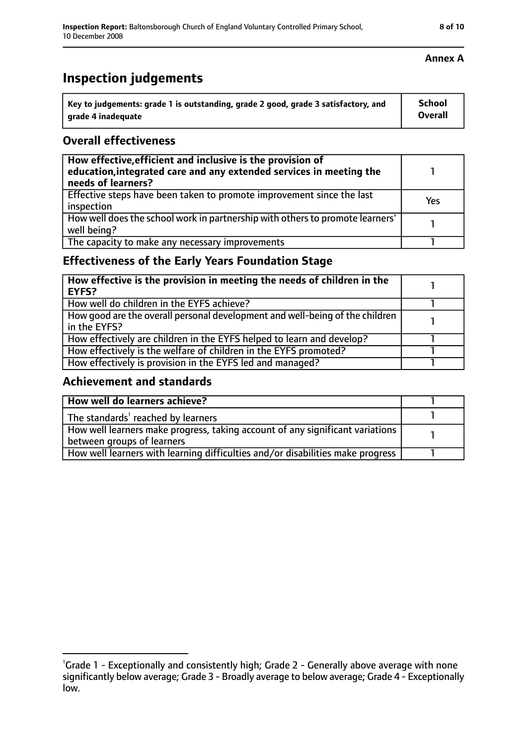**Annex A**

# Inspection judgements

| Key to judgements: grade 1 is outstanding, grade 2 good, grade 3 satisfactory, and grade 4 inadequate | School Overall |
|---|---|

## Overall effectiveness

| | |
|---|---|
| **How effective, efficient and inclusive is the provision of education, integrated care and any extended services in meeting the needs of learners?** | 1 |
| Effective steps have been taken to promote improvement since the last inspection | Yes |
| How well does the school work in partnership with others to promote learners' well being? | 1 |
| The capacity to make any necessary improvements | 1 |

## Effectiveness of the Early Years Foundation Stage

| | |
|---|---|
| **How effective is the provision in meeting the needs of children in the EYFS?** | 1 |
| How well do children in the EYFS achieve? | 1 |
| How good are the overall personal development and well-being of the children in the EYFS? | 1 |
| How effectively are children in the EYFS helped to learn and develop? | 1 |
| How effectively is the welfare of children in the EYFS promoted? | 1 |
| How effectively is provision in the EYFS led and managed? | 1 |

## Achievement and standards

| | |
|---|---|
| **How well do learners achieve?** | 1 |
| The standards[1] reached by learners | 1 |
| How well learners make progress, taking account of any significant variations between groups of learners | 1 |
| How well learners with learning difficulties and/or disabilities make progress | 1 |

[1] Grade 1 - Exceptionally and consistently high; Grade 2 - Generally above average with none significantly below average; Grade 3 - Broadly average to below average; Grade 4 - Exceptionally low.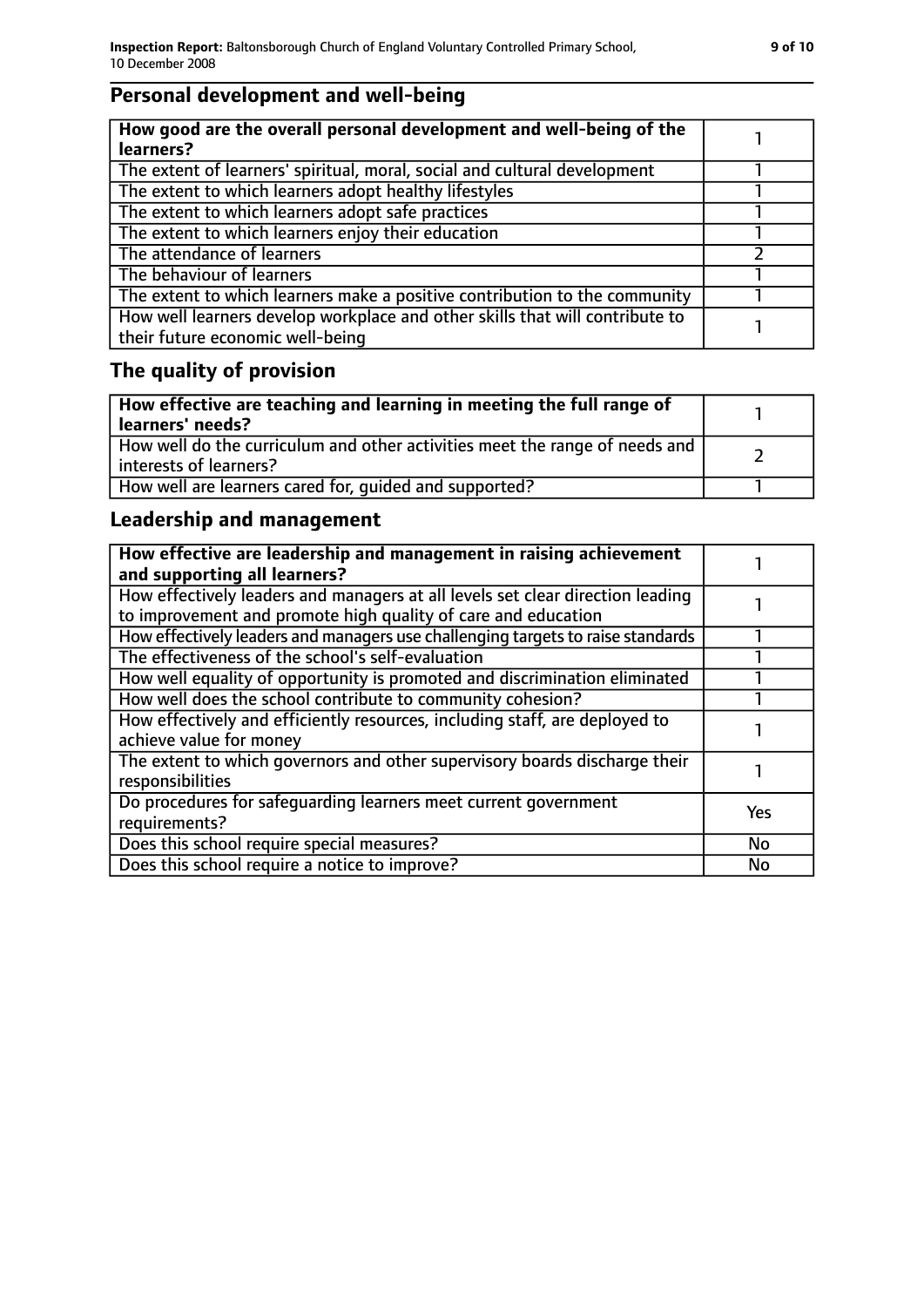## Personal development and well-being

| **How good are the overall personal development and well-being of the learners?** | 1 |
|---|---|
| The extent of learners' spiritual, moral, social and cultural development | 1 |
| The extent to which learners adopt healthy lifestyles | 1 |
| The extent to which learners adopt safe practices | 1 |
| The extent to which learners enjoy their education | 1 |
| The attendance of learners | 2 |
| The behaviour of learners | 1 |
| The extent to which learners make a positive contribution to the community | 1 |
| How well learners develop workplace and other skills that will contribute to their future economic well-being | 1 |

## The quality of provision

| **How effective are teaching and learning in meeting the full range of learners' needs?** | 1 |
|---|---|
| How well do the curriculum and other activities meet the range of needs and interests of learners? | 2 |
| How well are learners cared for, guided and supported? | 1 |

## Leadership and management

| **How effective are leadership and management in raising achievement and supporting all learners?** | 1 |
|---|---|
| How effectively leaders and managers at all levels set clear direction leading to improvement and promote high quality of care and education | 1 |
| How effectively leaders and managers use challenging targets to raise standards | 1 |
| The effectiveness of the school's self-evaluation | 1 |
| How well equality of opportunity is promoted and discrimination eliminated | 1 |
| How well does the school contribute to community cohesion? | 1 |
| How effectively and efficiently resources, including staff, are deployed to achieve value for money | 1 |
| The extent to which governors and other supervisory boards discharge their responsibilities | 1 |
| Do procedures for safeguarding learners meet current government requirements? | Yes |
| Does this school require special measures? | No |
| Does this school require a notice to improve? | No |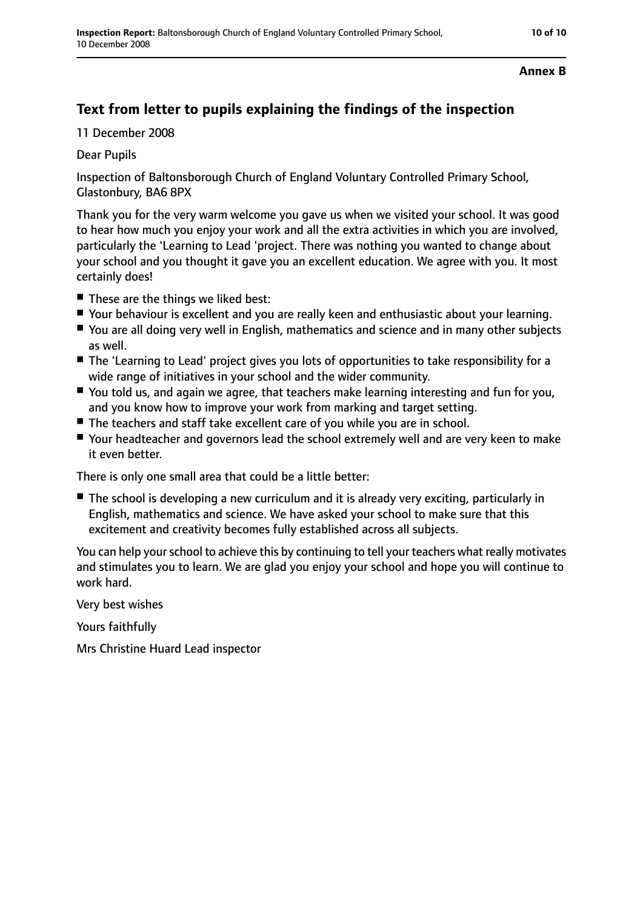**Annex B**

## Text from letter to pupils explaining the findings of the inspection

11 December 2008

Dear Pupils

Inspection of Baltonsborough Church of England Voluntary Controlled Primary School, Glastonbury, BA6 8PX

Thank you for the very warm welcome you gave us when we visited your school. It was good to hear how much you enjoy your work and all the extra activities in which you are involved, particularly the 'Learning to Lead 'project. There was nothing you wanted to change about your school and you thought it gave you an excellent education. We agree with you. It most certainly does!

- These are the things we liked best:
- Your behaviour is excellent and you are really keen and enthusiastic about your learning.
- You are all doing very well in English, mathematics and science and in many other subjects as well.
- The 'Learning to Lead' project gives you lots of opportunities to take responsibility for a wide range of initiatives in your school and the wider community.
- You told us, and again we agree, that teachers make learning interesting and fun for you, and you know how to improve your work from marking and target setting.
- The teachers and staff take excellent care of you while you are in school.
- Your headteacher and governors lead the school extremely well and are very keen to make it even better.

There is only one small area that could be a little better:

- The school is developing a new curriculum and it is already very exciting, particularly in English, mathematics and science. We have asked your school to make sure that this excitement and creativity becomes fully established across all subjects.

You can help your school to achieve this by continuing to tell your teachers what really motivates and stimulates you to learn. We are glad you enjoy your school and hope you will continue to work hard.

Very best wishes

Yours faithfully

Mrs Christine Huard Lead inspector